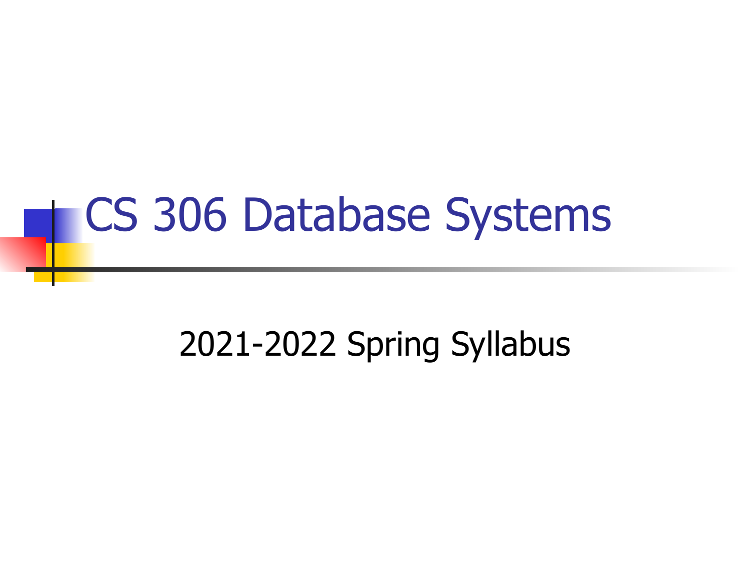# CS 306 Database Systems

2021-2022 Spring Syllabus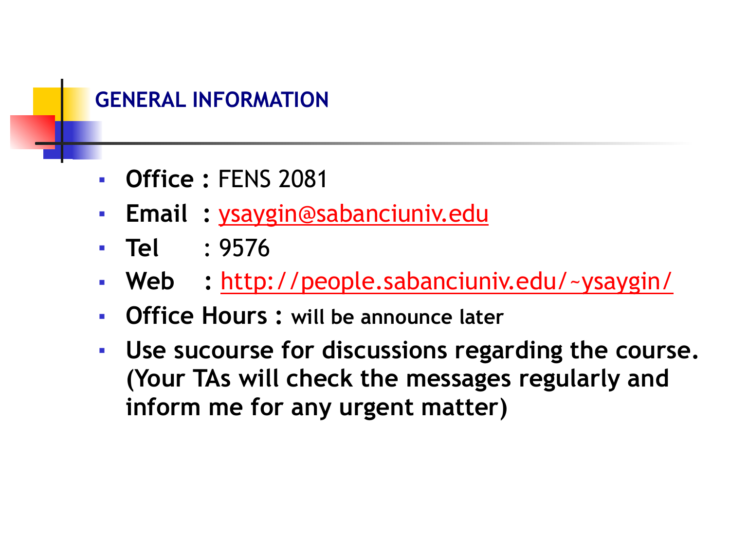## GENERAL INFORMATION

- **Office :** FENS 2081
- **Email :** ysaygin@sabanciuniv.edu
- **Tel :** 9576
- **Web :** http://people.sabanciuniv.edu/~ysaygin/
- **Office Hours : will be announce later**
- **Use sucourse for discussions regarding the course. (Your TAs will check the messages regularly and inform me for any urgent matter)**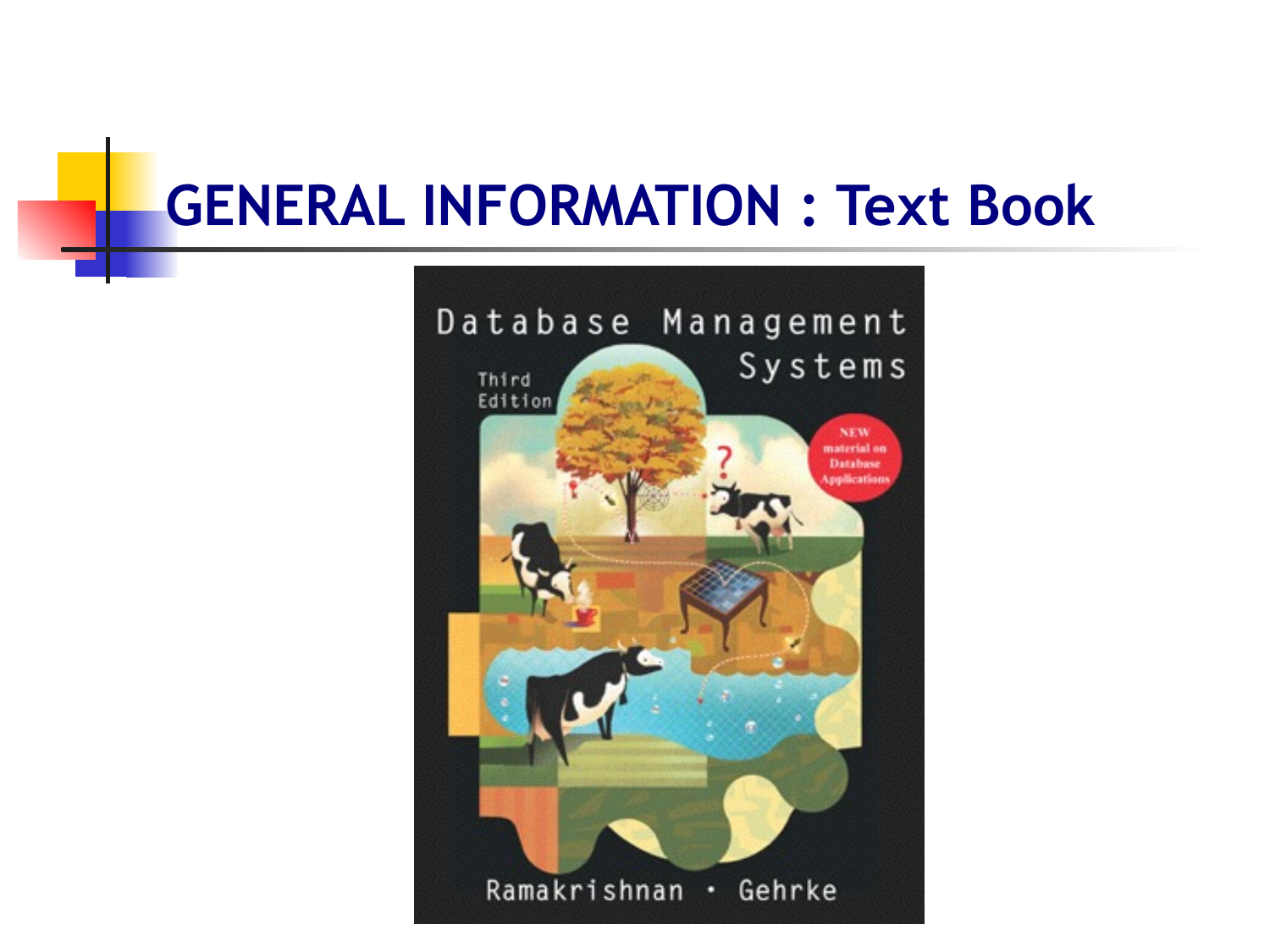# GENERAL INFORMATION : Text Book

Database Management Systems

Third Edition

NEW material on Database Applications

Ramakrishnan • Gehrke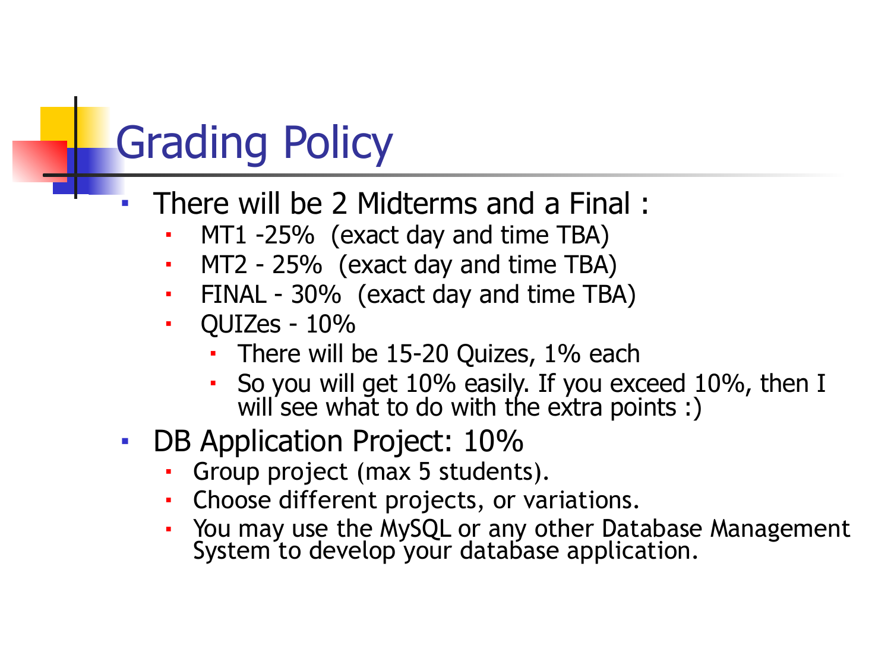# Grading Policy

- There will be 2 Midterms and a Final :
  - MT1 -25% (exact day and time TBA)
  - MT2 - 25% (exact day and time TBA)
  - FINAL - 30% (exact day and time TBA)
  - QUIZes - 10%
    - There will be 15-20 Quizes, 1% each
    - So you will get 10% easily. If you exceed 10%, then I will see what to do with the extra points :)
- DB Application Project: 10%
  - Group project (max 5 students).
  - Choose different projects, or variations.
  - You may use the MySQL or any other Database Management System to develop your database application.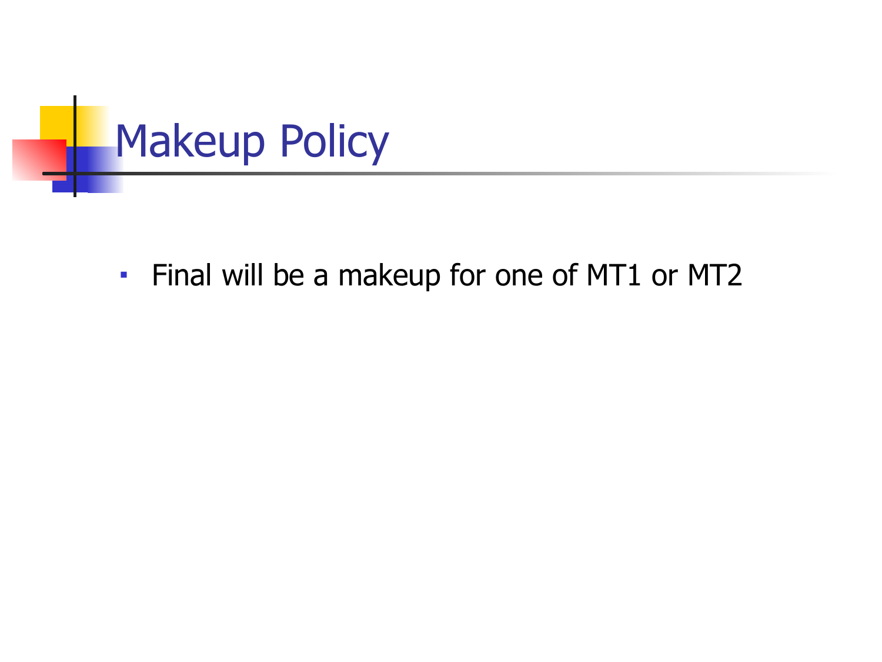# Makeup Policy

- Final will be a makeup for one of MT1 or MT2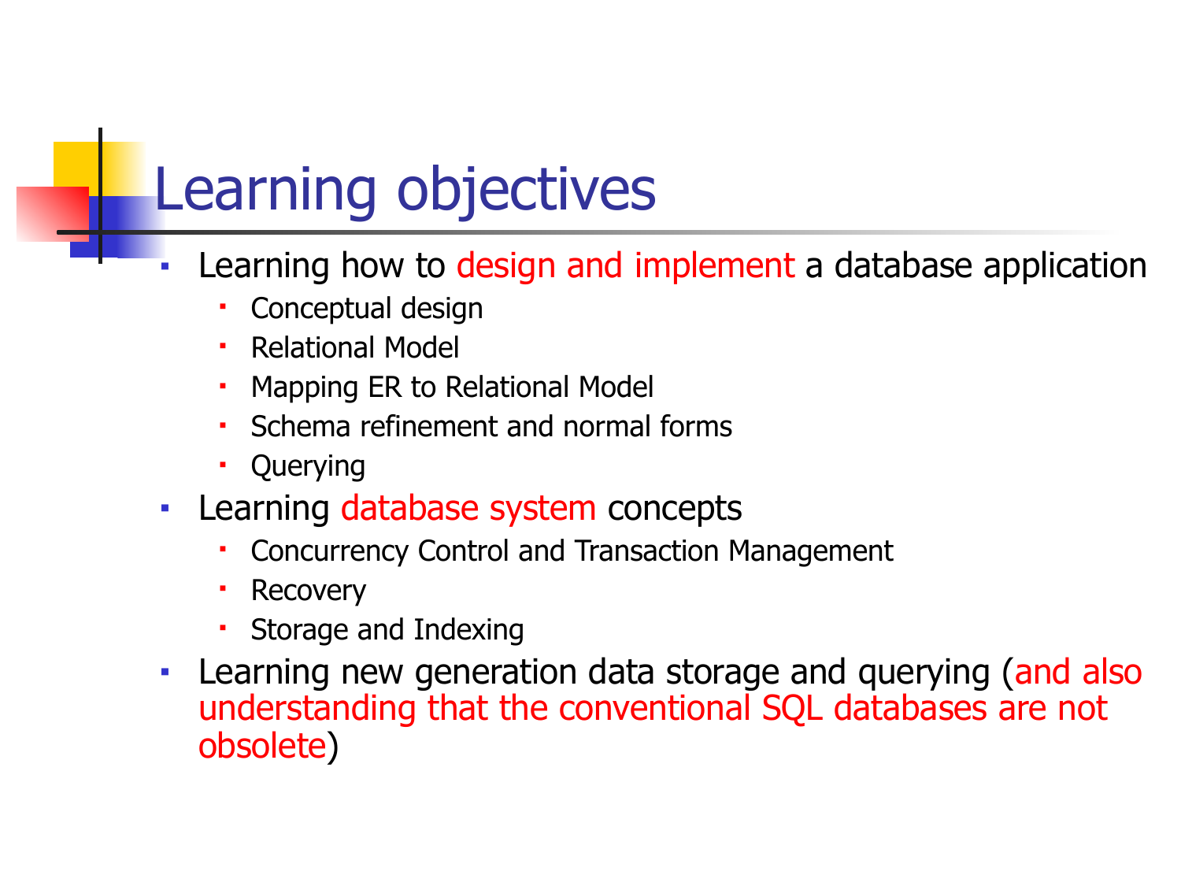# Learning objectives

- Learning how to design and implement a database application
  - Conceptual design
  - Relational Model
  - Mapping ER to Relational Model
  - Schema refinement and normal forms
  - Querying
- Learning database system concepts
  - Concurrency Control and Transaction Management
  - Recovery
  - Storage and Indexing
- Learning new generation data storage and querying (and also understanding that the conventional SQL databases are not obsolete)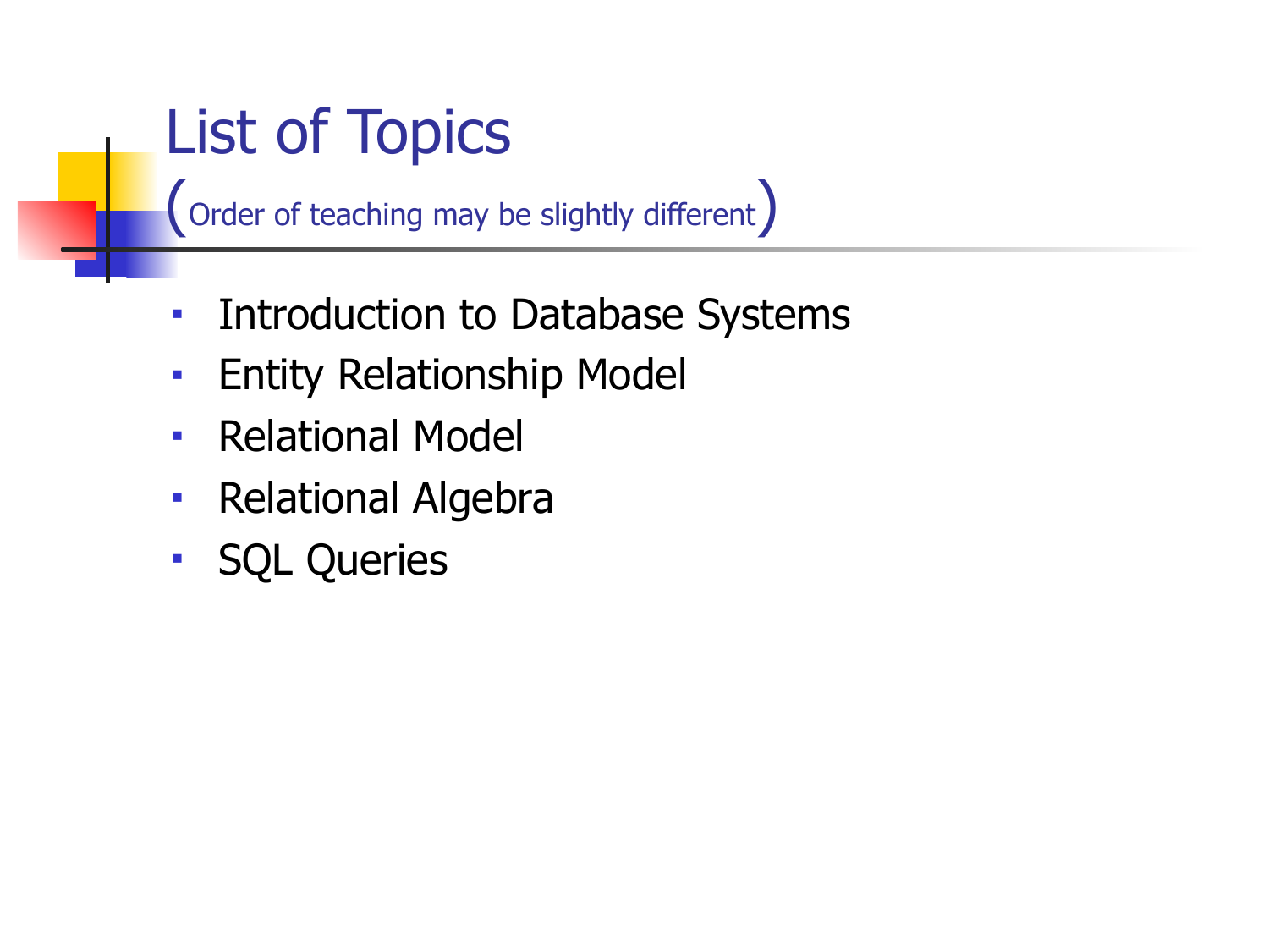# List of Topics

(Order of teaching may be slightly different)

- Introduction to Database Systems
- Entity Relationship Model
- Relational Model
- Relational Algebra
- SQL Queries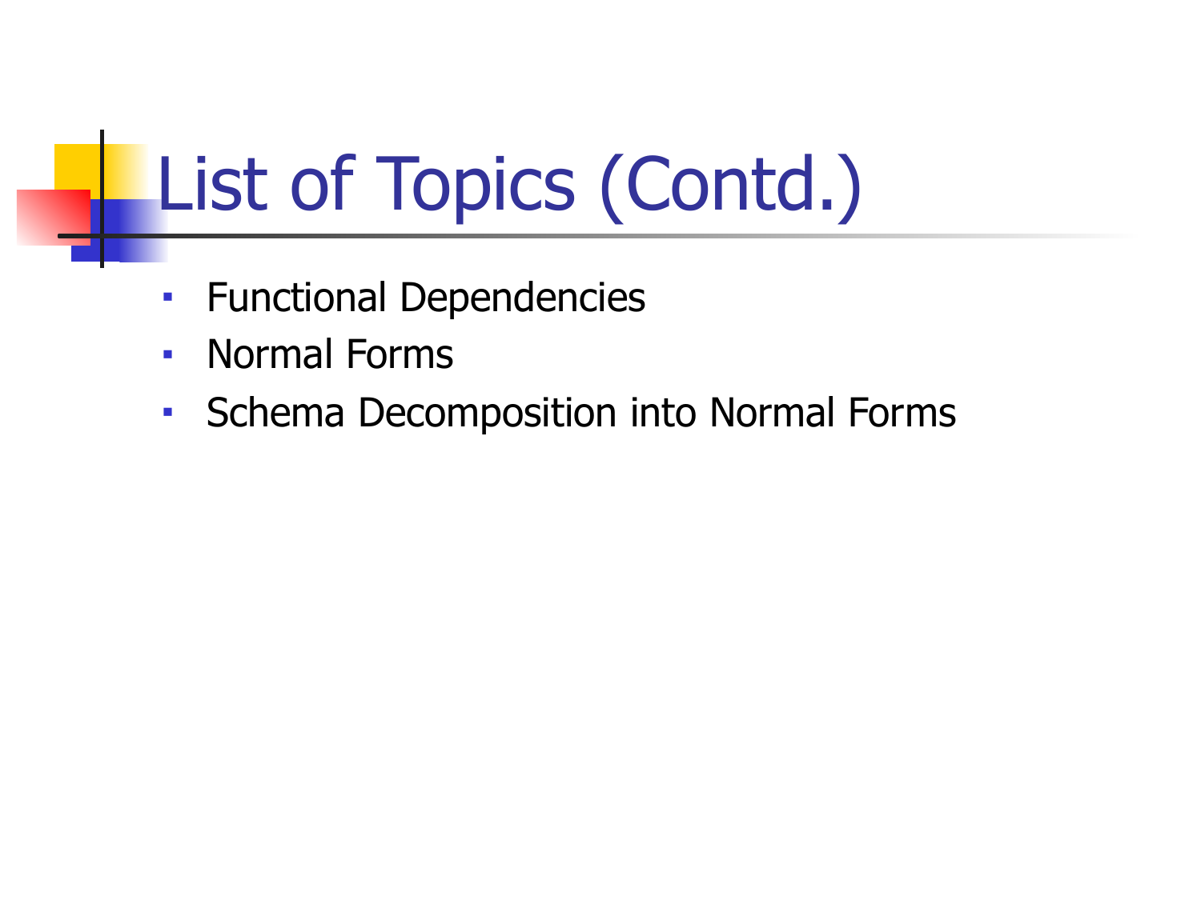# List of Topics (Contd.)

- Functional Dependencies
- Normal Forms
- Schema Decomposition into Normal Forms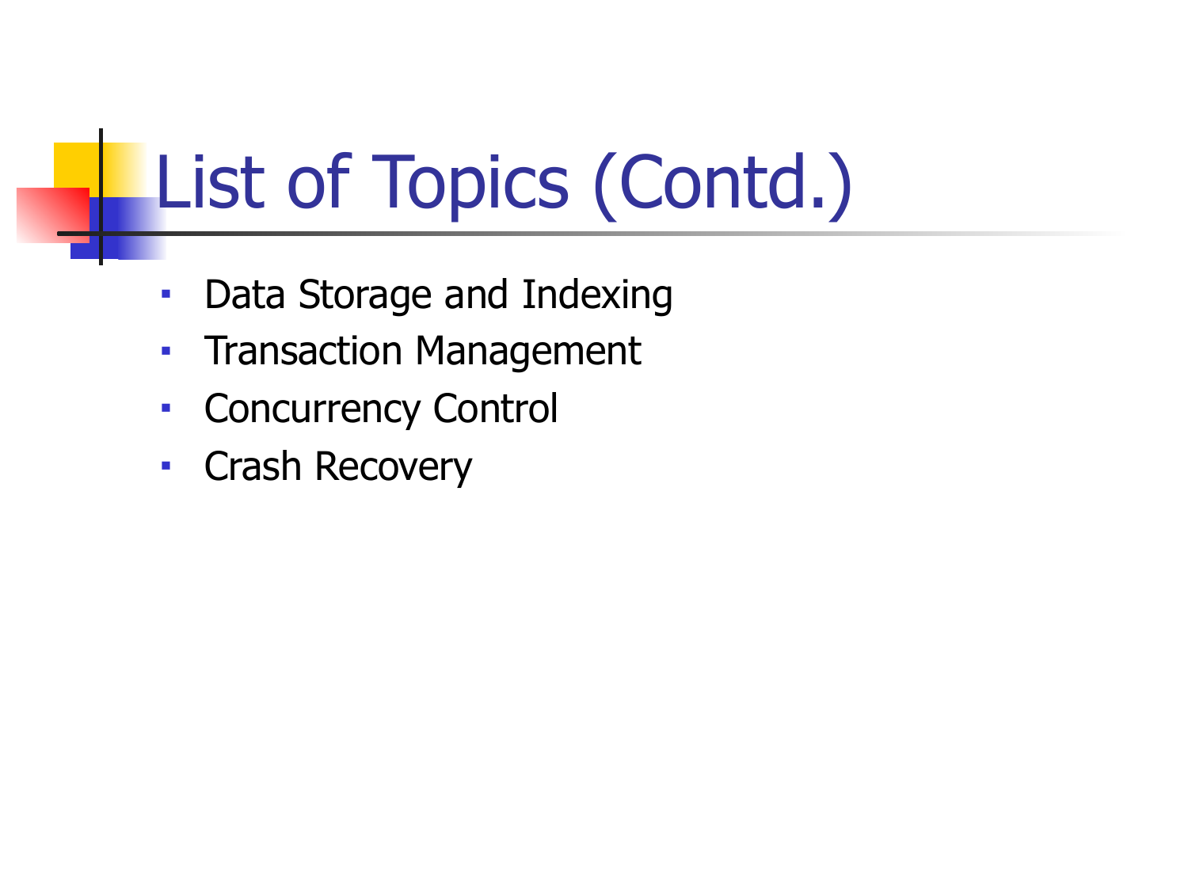# List of Topics (Contd.)

- Data Storage and Indexing
- Transaction Management
- Concurrency Control
- Crash Recovery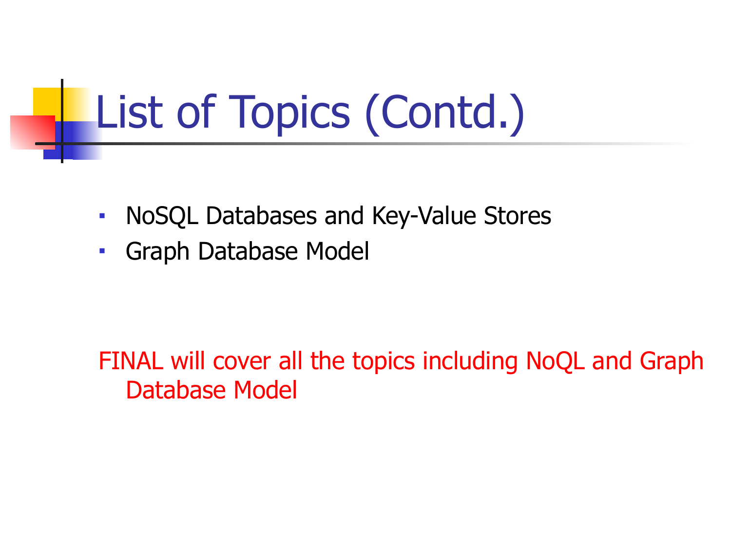# List of Topics (Contd.)

- NoSQL Databases and Key-Value Stores
- Graph Database Model

FINAL will cover all the topics including NoQL and Graph Database Model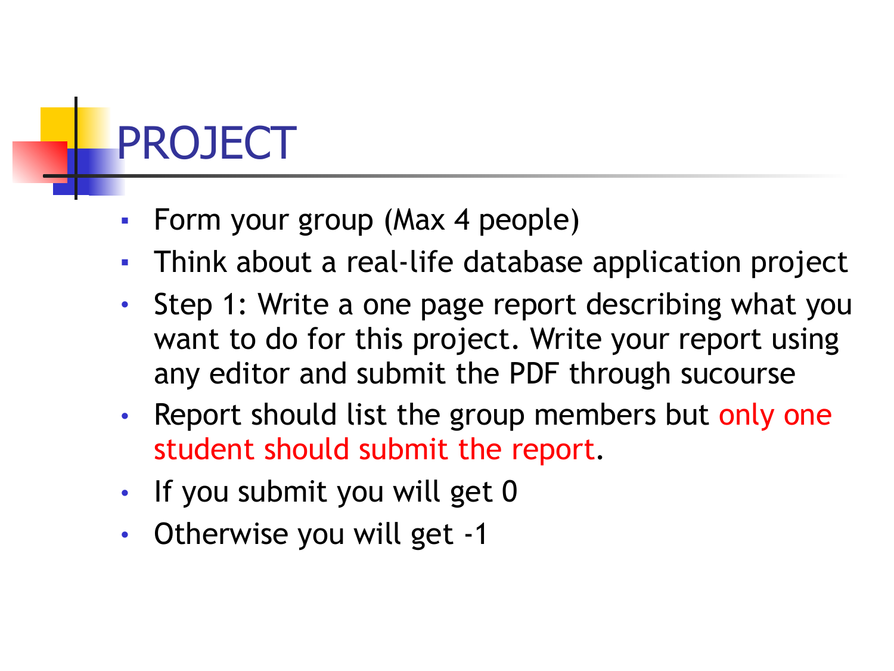# PROJECT

- Form your group (Max 4 people)
- Think about a real-life database application project
- Step 1: Write a one page report describing what you want to do for this project. Write your report using any editor and submit the PDF through sucourse
- Report should list the group members but only one student should submit the report.
- If you submit you will get 0
- Otherwise you will get -1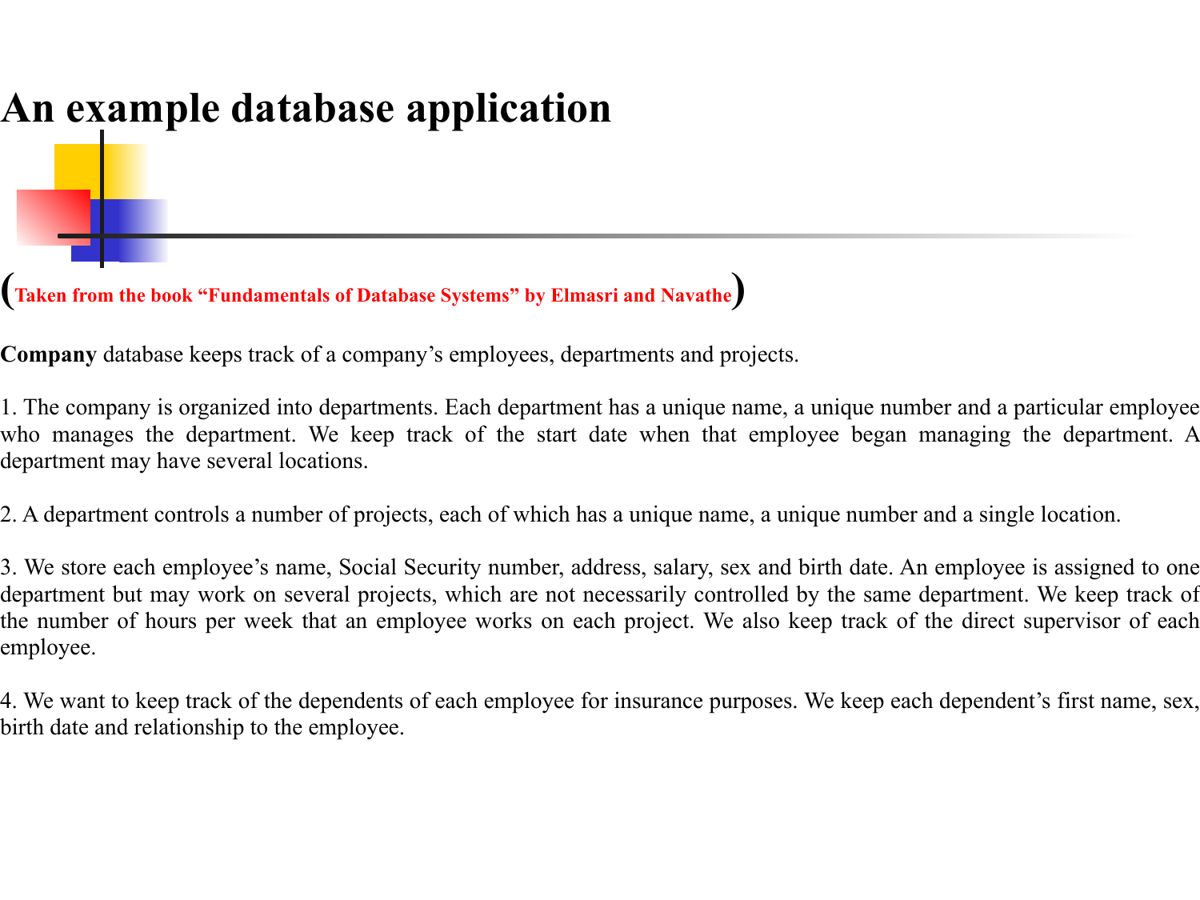# An example database application

(**Taken from the book "Fundamentals of Database Systems" by Elmasri and Navathe**)

**Company** database keeps track of a company's employees, departments and projects.

1. The company is organized into departments. Each department has a unique name, a unique number and a particular employee who manages the department. We keep track of the start date when that employee began managing the department. A department may have several locations.

2. A department controls a number of projects, each of which has a unique name, a unique number and a single location.

3. We store each employee's name, Social Security number, address, salary, sex and birth date. An employee is assigned to one department but may work on several projects, which are not necessarily controlled by the same department. We keep track of the number of hours per week that an employee works on each project. We also keep track of the direct supervisor of each employee.

4. We want to keep track of the dependents of each employee for insurance purposes. We keep each dependent's first name, sex, birth date and relationship to the employee.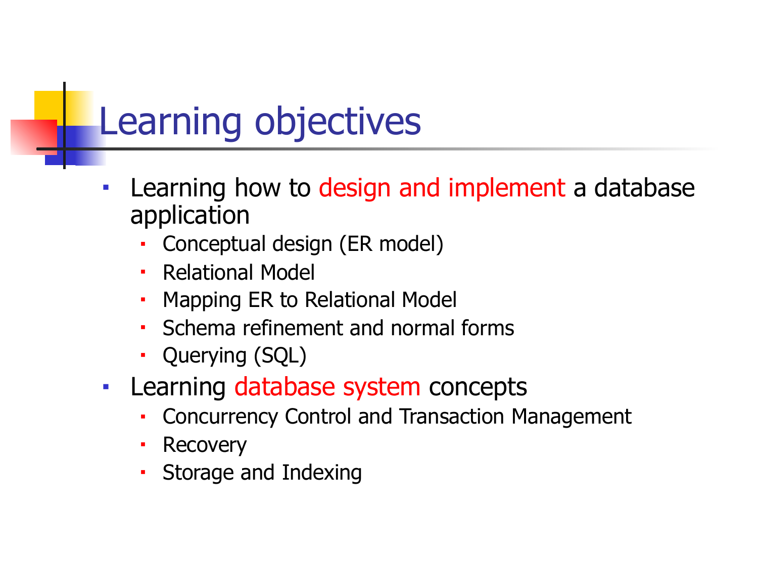# Learning objectives

- Learning how to design and implement a database application
  - Conceptual design (ER model)
  - Relational Model
  - Mapping ER to Relational Model
  - Schema refinement and normal forms
  - Querying (SQL)
- Learning database system concepts
  - Concurrency Control and Transaction Management
  - Recovery
  - Storage and Indexing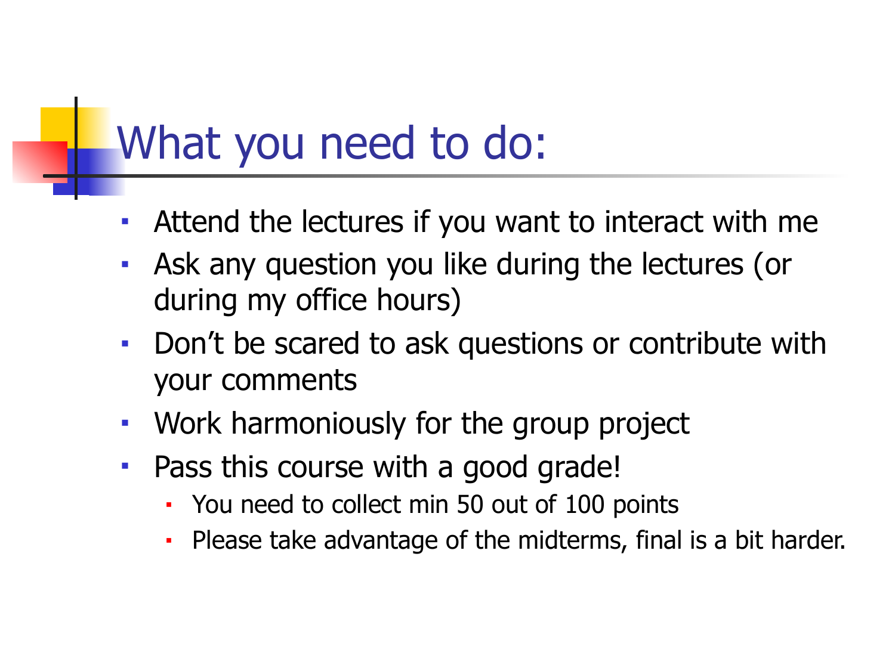# What you need to do:

- Attend the lectures if you want to interact with me
- Ask any question you like during the lectures (or during my office hours)
- Don't be scared to ask questions or contribute with your comments
- Work harmoniously for the group project
- Pass this course with a good grade!
  - You need to collect min 50 out of 100 points
  - Please take advantage of the midterms, final is a bit harder.